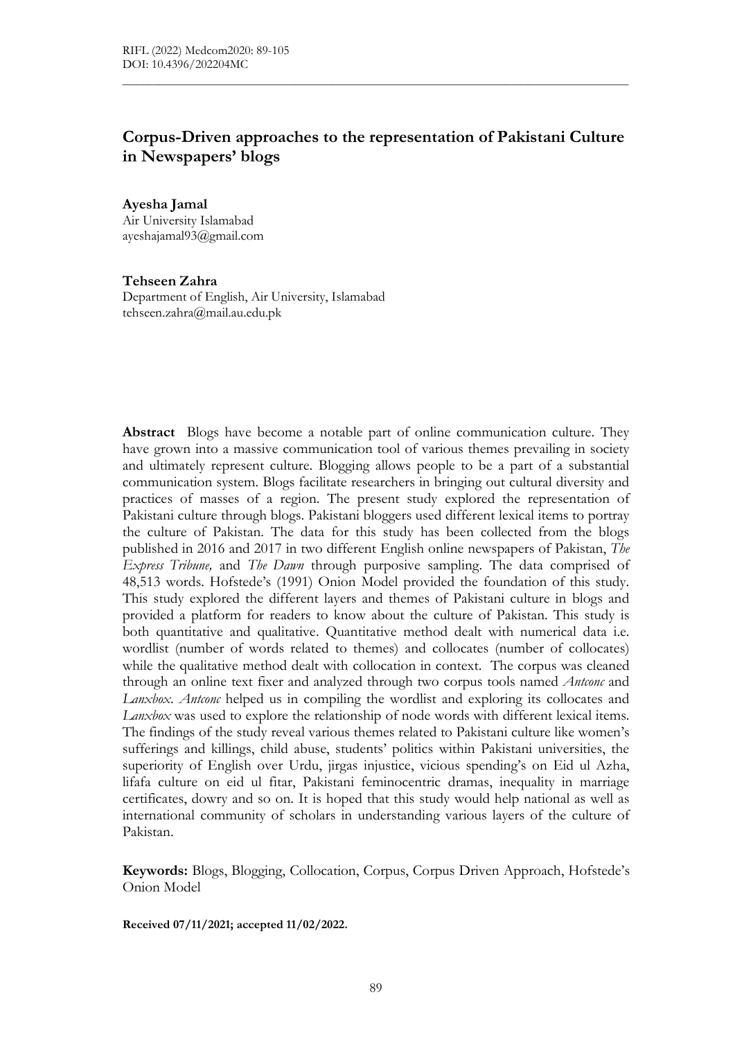# Corpus-Driven approaches to the representation of Pakistani Culture in Newspapers' blogs

**Ayesha Jamal**
Air University Islamabad
ayeshajamal93@gmail.com

**Tehseen Zahra**
Department of English, Air University, Islamabad
tehseen.zahra@mail.au.edu.pk

**Abstract** Blogs have become a notable part of online communication culture. They have grown into a massive communication tool of various themes prevailing in society and ultimately represent culture. Blogging allows people to be a part of a substantial communication system. Blogs facilitate researchers in bringing out cultural diversity and practices of masses of a region. The present study explored the representation of Pakistani culture through blogs. Pakistani bloggers used different lexical items to portray the culture of Pakistan. The data for this study has been collected from the blogs published in 2016 and 2017 in two different English online newspapers of Pakistan, *The Express Tribune,* and *The Dawn* through purposive sampling. The data comprised of 48,513 words. Hofstede's (1991) Onion Model provided the foundation of this study. This study explored the different layers and themes of Pakistani culture in blogs and provided a platform for readers to know about the culture of Pakistan. This study is both quantitative and qualitative. Quantitative method dealt with numerical data i.e. wordlist (number of words related to themes) and collocates (number of collocates) while the qualitative method dealt with collocation in context. The corpus was cleaned through an online text fixer and analyzed through two corpus tools named *Antconc* and *Lanxbox*. *Antconc* helped us in compiling the wordlist and exploring its collocates and *Lanxbox* was used to explore the relationship of node words with different lexical items. The findings of the study reveal various themes related to Pakistani culture like women's sufferings and killings, child abuse, students' politics within Pakistani universities, the superiority of English over Urdu, jirgas injustice, vicious spending's on Eid ul Azha, lifafa culture on eid ul fitar, Pakistani feminocentric dramas, inequality in marriage certificates, dowry and so on. It is hoped that this study would help national as well as international community of scholars in understanding various layers of the culture of Pakistan.

**Keywords:** Blogs, Blogging, Collocation, Corpus, Corpus Driven Approach, Hofstede's Onion Model

**Received 07/11/2021; accepted 11/02/2022.**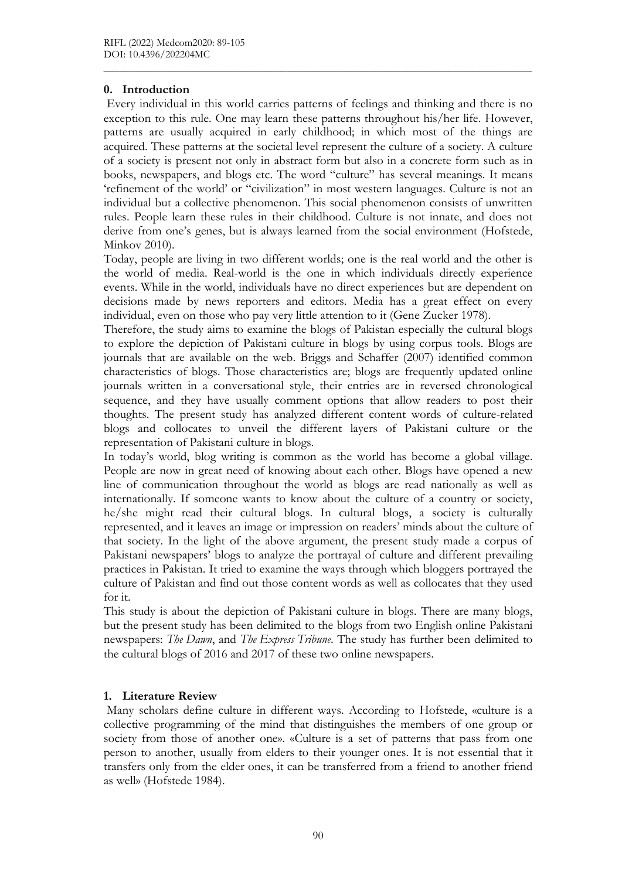## 0. Introduction

Every individual in this world carries patterns of feelings and thinking and there is no exception to this rule. One may learn these patterns throughout his/her life. However, patterns are usually acquired in early childhood; in which most of the things are acquired. These patterns at the societal level represent the culture of a society. A culture of a society is present not only in abstract form but also in a concrete form such as in books, newspapers, and blogs etc. The word "culture" has several meanings. It means 'refinement of the world' or "civilization" in most western languages. Culture is not an individual but a collective phenomenon. This social phenomenon consists of unwritten rules. People learn these rules in their childhood. Culture is not innate, and does not derive from one's genes, but is always learned from the social environment (Hofstede, Minkov 2010).

Today, people are living in two different worlds; one is the real world and the other is the world of media. Real-world is the one in which individuals directly experience events. While in the world, individuals have no direct experiences but are dependent on decisions made by news reporters and editors. Media has a great effect on every individual, even on those who pay very little attention to it (Gene Zucker 1978).

Therefore, the study aims to examine the blogs of Pakistan especially the cultural blogs to explore the depiction of Pakistani culture in blogs by using corpus tools. Blogs are journals that are available on the web. Briggs and Schaffer (2007) identified common characteristics of blogs. Those characteristics are; blogs are frequently updated online journals written in a conversational style, their entries are in reversed chronological sequence, and they have usually comment options that allow readers to post their thoughts. The present study has analyzed different content words of culture-related blogs and collocates to unveil the different layers of Pakistani culture or the representation of Pakistani culture in blogs.

In today's world, blog writing is common as the world has become a global village. People are now in great need of knowing about each other. Blogs have opened a new line of communication throughout the world as blogs are read nationally as well as internationally. If someone wants to know about the culture of a country or society, he/she might read their cultural blogs. In cultural blogs, a society is culturally represented, and it leaves an image or impression on readers' minds about the culture of that society. In the light of the above argument, the present study made a corpus of Pakistani newspapers' blogs to analyze the portrayal of culture and different prevailing practices in Pakistan. It tried to examine the ways through which bloggers portrayed the culture of Pakistan and find out those content words as well as collocates that they used for it.

This study is about the depiction of Pakistani culture in blogs. There are many blogs, but the present study has been delimited to the blogs from two English online Pakistani newspapers: *The Dawn*, and *The Express Tribune*. The study has further been delimited to the cultural blogs of 2016 and 2017 of these two online newspapers.

## 1. Literature Review

Many scholars define culture in different ways. According to Hofstede, «culture is a collective programming of the mind that distinguishes the members of one group or society from those of another one». «Culture is a set of patterns that pass from one person to another, usually from elders to their younger ones. It is not essential that it transfers only from the elder ones, it can be transferred from a friend to another friend as well» (Hofstede 1984).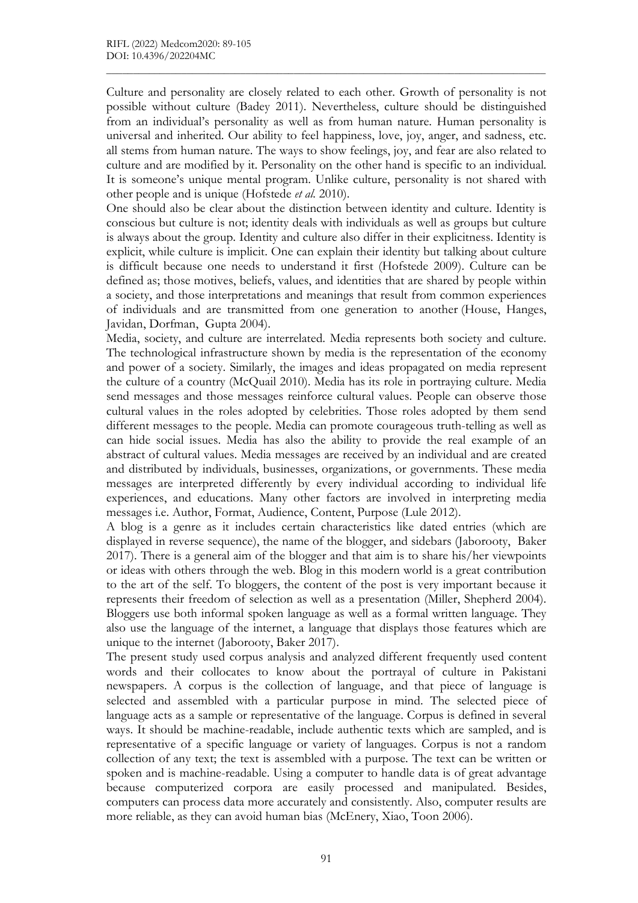Culture and personality are closely related to each other. Growth of personality is not possible without culture (Badey 2011). Nevertheless, culture should be distinguished from an individual's personality as well as from human nature. Human personality is universal and inherited. Our ability to feel happiness, love, joy, anger, and sadness, etc. all stems from human nature. The ways to show feelings, joy, and fear are also related to culture and are modified by it. Personality on the other hand is specific to an individual. It is someone's unique mental program. Unlike culture, personality is not shared with other people and is unique (Hofstede *et al.* 2010).

One should also be clear about the distinction between identity and culture. Identity is conscious but culture is not; identity deals with individuals as well as groups but culture is always about the group. Identity and culture also differ in their explicitness. Identity is explicit, while culture is implicit. One can explain their identity but talking about culture is difficult because one needs to understand it first (Hofstede 2009). Culture can be defined as; those motives, beliefs, values, and identities that are shared by people within a society, and those interpretations and meanings that result from common experiences of individuals and are transmitted from one generation to another (House, Hanges, Javidan, Dorfman, Gupta 2004).

Media, society, and culture are interrelated. Media represents both society and culture. The technological infrastructure shown by media is the representation of the economy and power of a society. Similarly, the images and ideas propagated on media represent the culture of a country (McQuail 2010). Media has its role in portraying culture. Media send messages and those messages reinforce cultural values. People can observe those cultural values in the roles adopted by celebrities. Those roles adopted by them send different messages to the people. Media can promote courageous truth-telling as well as can hide social issues. Media has also the ability to provide the real example of an abstract of cultural values. Media messages are received by an individual and are created and distributed by individuals, businesses, organizations, or governments. These media messages are interpreted differently by every individual according to individual life experiences, and educations. Many other factors are involved in interpreting media messages i.e. Author, Format, Audience, Content, Purpose (Lule 2012).

A blog is a genre as it includes certain characteristics like dated entries (which are displayed in reverse sequence), the name of the blogger, and sidebars (Jaborooty, Baker 2017). There is a general aim of the blogger and that aim is to share his/her viewpoints or ideas with others through the web. Blog in this modern world is a great contribution to the art of the self. To bloggers, the content of the post is very important because it represents their freedom of selection as well as a presentation (Miller, Shepherd 2004). Bloggers use both informal spoken language as well as a formal written language. They also use the language of the internet, a language that displays those features which are unique to the internet (Jaborooty, Baker 2017).

The present study used corpus analysis and analyzed different frequently used content words and their collocates to know about the portrayal of culture in Pakistani newspapers. A corpus is the collection of language, and that piece of language is selected and assembled with a particular purpose in mind. The selected piece of language acts as a sample or representative of the language. Corpus is defined in several ways. It should be machine-readable, include authentic texts which are sampled, and is representative of a specific language or variety of languages. Corpus is not a random collection of any text; the text is assembled with a purpose. The text can be written or spoken and is machine-readable. Using a computer to handle data is of great advantage because computerized corpora are easily processed and manipulated. Besides, computers can process data more accurately and consistently. Also, computer results are more reliable, as they can avoid human bias (McEnery, Xiao, Toon 2006).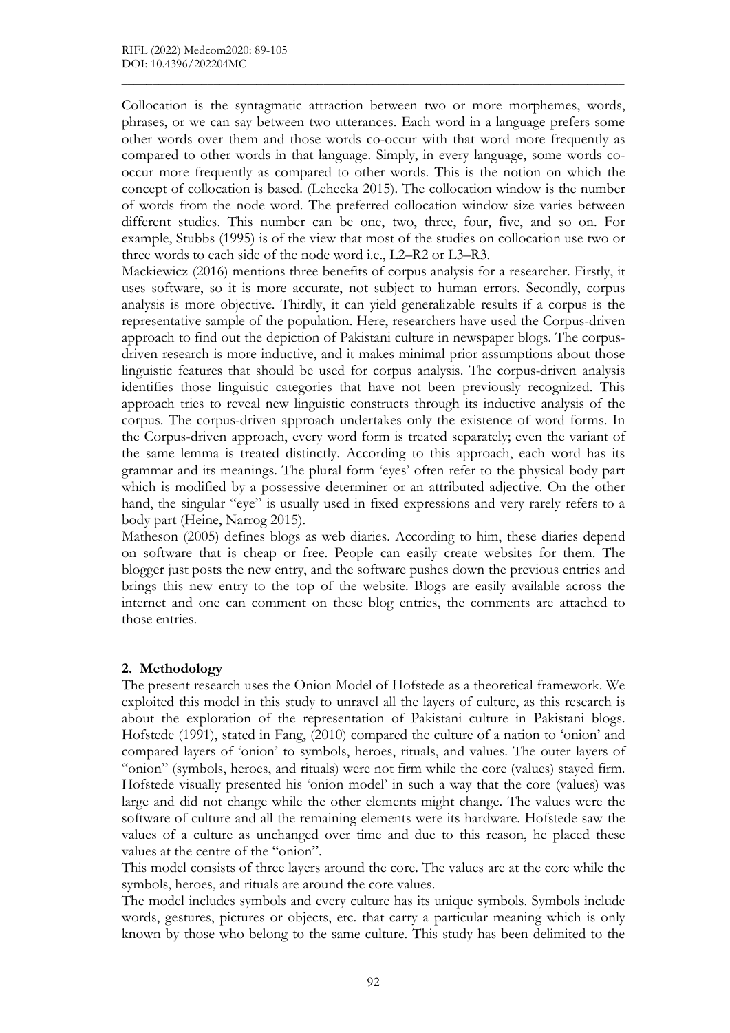Collocation is the syntagmatic attraction between two or more morphemes, words, phrases, or we can say between two utterances. Each word in a language prefers some other words over them and those words co-occur with that word more frequently as compared to other words in that language. Simply, in every language, some words co-occur more frequently as compared to other words. This is the notion on which the concept of collocation is based. (Lehecka 2015). The collocation window is the number of words from the node word. The preferred collocation window size varies between different studies. This number can be one, two, three, four, five, and so on. For example, Stubbs (1995) is of the view that most of the studies on collocation use two or three words to each side of the node word i.e., L2–R2 or L3–R3.

Mackiewicz (2016) mentions three benefits of corpus analysis for a researcher. Firstly, it uses software, so it is more accurate, not subject to human errors. Secondly, corpus analysis is more objective. Thirdly, it can yield generalizable results if a corpus is the representative sample of the population. Here, researchers have used the Corpus-driven approach to find out the depiction of Pakistani culture in newspaper blogs. The corpus-driven research is more inductive, and it makes minimal prior assumptions about those linguistic features that should be used for corpus analysis. The corpus-driven analysis identifies those linguistic categories that have not been previously recognized. This approach tries to reveal new linguistic constructs through its inductive analysis of the corpus. The corpus-driven approach undertakes only the existence of word forms. In the Corpus-driven approach, every word form is treated separately; even the variant of the same lemma is treated distinctly. According to this approach, each word has its grammar and its meanings. The plural form 'eyes' often refer to the physical body part which is modified by a possessive determiner or an attributed adjective. On the other hand, the singular "eye" is usually used in fixed expressions and very rarely refers to a body part (Heine, Narrog 2015).

Matheson (2005) defines blogs as web diaries. According to him, these diaries depend on software that is cheap or free. People can easily create websites for them. The blogger just posts the new entry, and the software pushes down the previous entries and brings this new entry to the top of the website. Blogs are easily available across the internet and one can comment on these blog entries, the comments are attached to those entries.

## 2. Methodology

The present research uses the Onion Model of Hofstede as a theoretical framework. We exploited this model in this study to unravel all the layers of culture, as this research is about the exploration of the representation of Pakistani culture in Pakistani blogs. Hofstede (1991), stated in Fang, (2010) compared the culture of a nation to 'onion' and compared layers of 'onion' to symbols, heroes, rituals, and values. The outer layers of "onion" (symbols, heroes, and rituals) were not firm while the core (values) stayed firm. Hofstede visually presented his 'onion model' in such a way that the core (values) was large and did not change while the other elements might change. The values were the software of culture and all the remaining elements were its hardware. Hofstede saw the values of a culture as unchanged over time and due to this reason, he placed these values at the centre of the "onion".

This model consists of three layers around the core. The values are at the core while the symbols, heroes, and rituals are around the core values.

The model includes symbols and every culture has its unique symbols. Symbols include words, gestures, pictures or objects, etc. that carry a particular meaning which is only known by those who belong to the same culture. This study has been delimited to the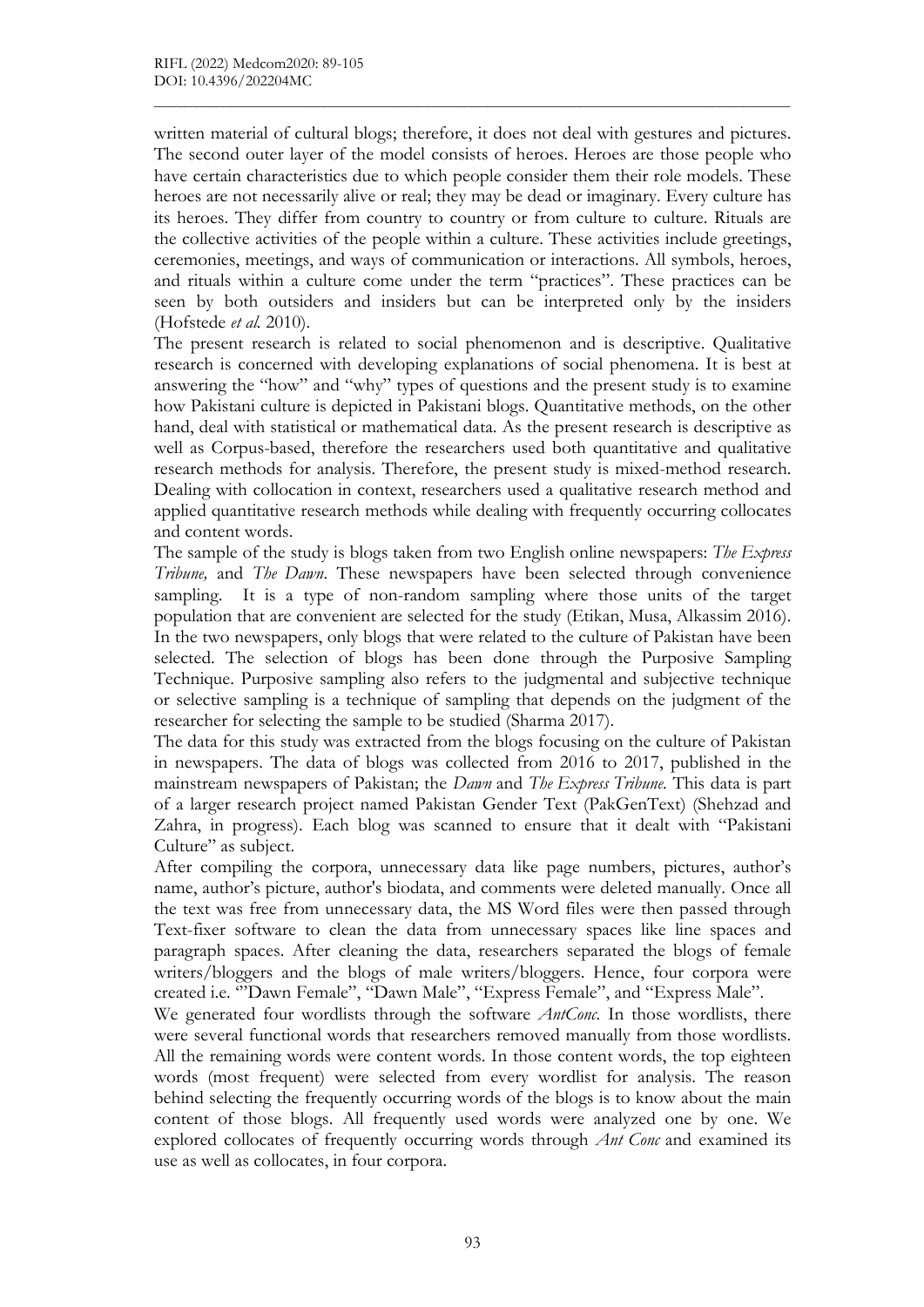written material of cultural blogs; therefore, it does not deal with gestures and pictures. The second outer layer of the model consists of heroes. Heroes are those people who have certain characteristics due to which people consider them their role models. These heroes are not necessarily alive or real; they may be dead or imaginary. Every culture has its heroes. They differ from country to country or from culture to culture. Rituals are the collective activities of the people within a culture. These activities include greetings, ceremonies, meetings, and ways of communication or interactions. All symbols, heroes, and rituals within a culture come under the term "practices". These practices can be seen by both outsiders and insiders but can be interpreted only by the insiders (Hofstede *et al.* 2010).

The present research is related to social phenomenon and is descriptive. Qualitative research is concerned with developing explanations of social phenomena. It is best at answering the "how" and "why" types of questions and the present study is to examine how Pakistani culture is depicted in Pakistani blogs. Quantitative methods, on the other hand, deal with statistical or mathematical data. As the present research is descriptive as well as Corpus-based, therefore the researchers used both quantitative and qualitative research methods for analysis. Therefore, the present study is mixed-method research. Dealing with collocation in context, researchers used a qualitative research method and applied quantitative research methods while dealing with frequently occurring collocates and content words.

The sample of the study is blogs taken from two English online newspapers: *The Express Tribune,* and *The Dawn*. These newspapers have been selected through convenience sampling. It is a type of non-random sampling where those units of the target population that are convenient are selected for the study (Etikan, Musa, Alkassim 2016). In the two newspapers, only blogs that were related to the culture of Pakistan have been selected. The selection of blogs has been done through the Purposive Sampling Technique. Purposive sampling also refers to the judgmental and subjective technique or selective sampling is a technique of sampling that depends on the judgment of the researcher for selecting the sample to be studied (Sharma 2017).

The data for this study was extracted from the blogs focusing on the culture of Pakistan in newspapers. The data of blogs was collected from 2016 to 2017, published in the mainstream newspapers of Pakistan; the *Dawn* and *The Express Tribune.* This data is part of a larger research project named Pakistan Gender Text (PakGenText) (Shehzad and Zahra, in progress). Each blog was scanned to ensure that it dealt with "Pakistani Culture" as subject.

After compiling the corpora, unnecessary data like page numbers, pictures, author's name, author's picture, author's biodata, and comments were deleted manually. Once all the text was free from unnecessary data, the MS Word files were then passed through Text-fixer software to clean the data from unnecessary spaces like line spaces and paragraph spaces. After cleaning the data, researchers separated the blogs of female writers/bloggers and the blogs of male writers/bloggers. Hence, four corpora were created i.e. '"Dawn Female", "Dawn Male", "Express Female", and "Express Male".

We generated four wordlists through the software *AntConc*. In those wordlists, there were several functional words that researchers removed manually from those wordlists. All the remaining words were content words. In those content words, the top eighteen words (most frequent) were selected from every wordlist for analysis. The reason behind selecting the frequently occurring words of the blogs is to know about the main content of those blogs. All frequently used words were analyzed one by one. We explored collocates of frequently occurring words through *Ant Conc* and examined its use as well as collocates, in four corpora.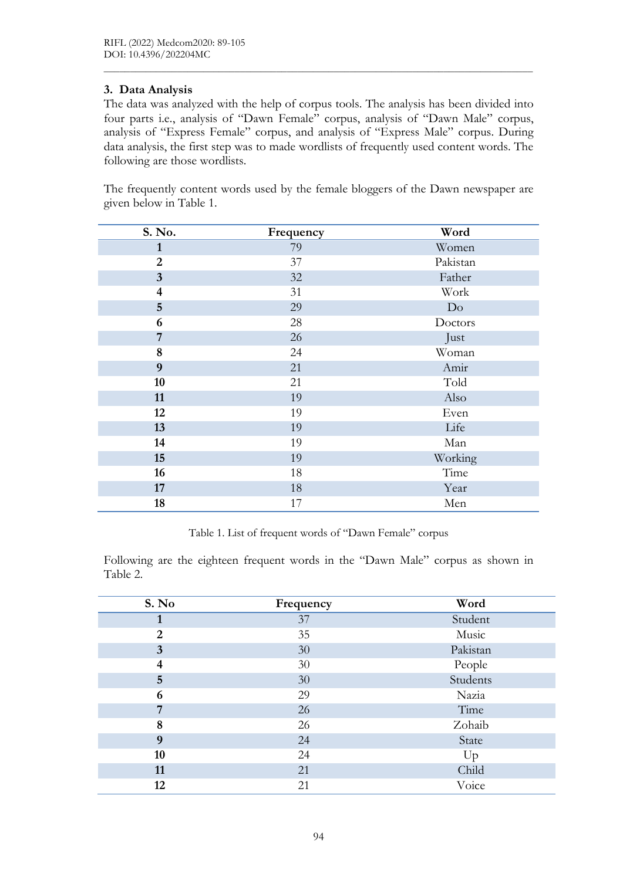## 3. Data Analysis

The data was analyzed with the help of corpus tools. The analysis has been divided into four parts i.e., analysis of "Dawn Female" corpus, analysis of "Dawn Male" corpus, analysis of "Express Female" corpus, and analysis of "Express Male" corpus. During data analysis, the first step was to made wordlists of frequently used content words. The following are those wordlists.

The frequently content words used by the female bloggers of the Dawn newspaper are given below in Table 1.

| S. No. | Frequency | Word |
|---|---|---|
| 1 | 79 | Women |
| 2 | 37 | Pakistan |
| 3 | 32 | Father |
| 4 | 31 | Work |
| 5 | 29 | Do |
| 6 | 28 | Doctors |
| 7 | 26 | Just |
| 8 | 24 | Woman |
| 9 | 21 | Amir |
| 10 | 21 | Told |
| 11 | 19 | Also |
| 12 | 19 | Even |
| 13 | 19 | Life |
| 14 | 19 | Man |
| 15 | 19 | Working |
| 16 | 18 | Time |
| 17 | 18 | Year |
| 18 | 17 | Men |

Table 1. List of frequent words of "Dawn Female" corpus

Following are the eighteen frequent words in the "Dawn Male" corpus as shown in Table 2.

| S. No | Frequency | Word |
|---|---|---|
| 1 | 37 | Student |
| 2 | 35 | Music |
| 3 | 30 | Pakistan |
| 4 | 30 | People |
| 5 | 30 | Students |
| 6 | 29 | Nazia |
| 7 | 26 | Time |
| 8 | 26 | Zohaib |
| 9 | 24 | State |
| 10 | 24 | Up |
| 11 | 21 | Child |
| 12 | 21 | Voice |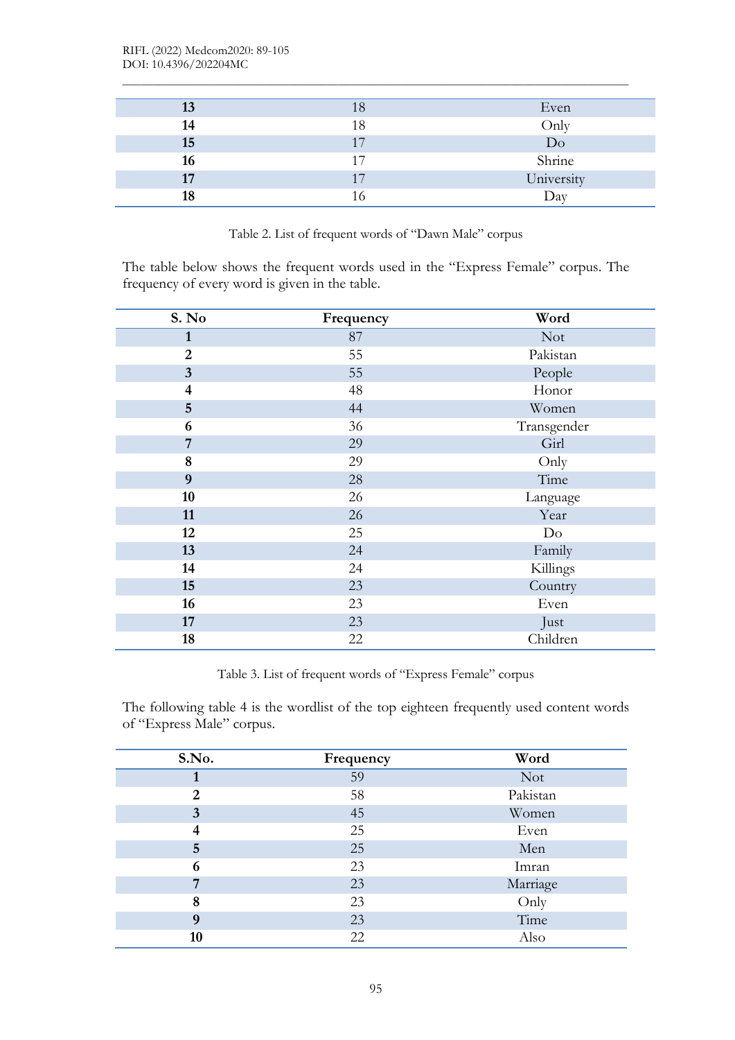| | | |
|---|---|---|
| 13 | 18 | Even |
| 14 | 18 | Only |
| 15 | 17 | Do |
| 16 | 17 | Shrine |
| 17 | 17 | University |
| 18 | 16 | Day |

Table 2. List of frequent words of “Dawn Male” corpus

The table below shows the frequent words used in the “Express Female” corpus. The frequency of every word is given in the table.

| S. No | Frequency | Word |
|---|---|---|
| 1 | 87 | Not |
| 2 | 55 | Pakistan |
| 3 | 55 | People |
| 4 | 48 | Honor |
| 5 | 44 | Women |
| 6 | 36 | Transgender |
| 7 | 29 | Girl |
| 8 | 29 | Only |
| 9 | 28 | Time |
| 10 | 26 | Language |
| 11 | 26 | Year |
| 12 | 25 | Do |
| 13 | 24 | Family |
| 14 | 24 | Killings |
| 15 | 23 | Country |
| 16 | 23 | Even |
| 17 | 23 | Just |
| 18 | 22 | Children |

Table 3. List of frequent words of “Express Female” corpus

The following table 4 is the wordlist of the top eighteen frequently used content words of “Express Male” corpus.

| S.No. | Frequency | Word |
|---|---|---|
| 1 | 59 | Not |
| 2 | 58 | Pakistan |
| 3 | 45 | Women |
| 4 | 25 | Even |
| 5 | 25 | Men |
| 6 | 23 | Imran |
| 7 | 23 | Marriage |
| 8 | 23 | Only |
| 9 | 23 | Time |
| 10 | 22 | Also |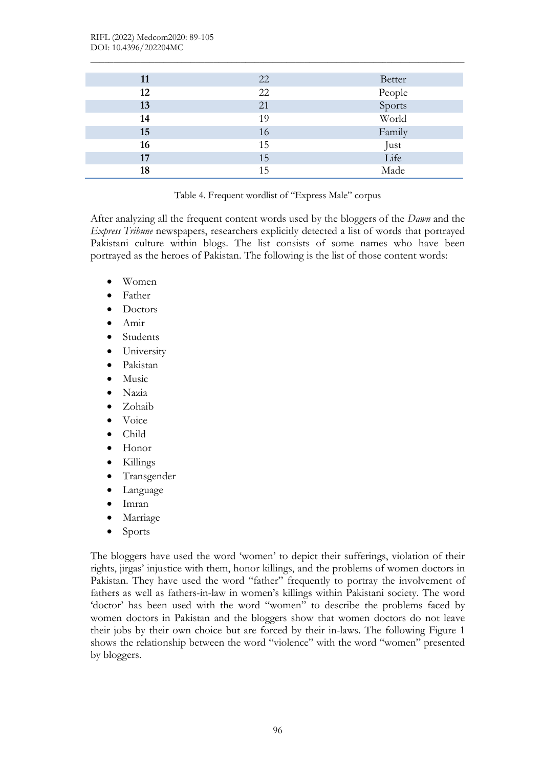| 11 | 22 | Better |
|---|---|---|
| 12 | 22 | People |
| 13 | 21 | Sports |
| 14 | 19 | World |
| 15 | 16 | Family |
| 16 | 15 | Just |
| 17 | 15 | Life |
| 18 | 15 | Made |

Table 4. Frequent wordlist of "Express Male" corpus

After analyzing all the frequent content words used by the bloggers of the *Dawn* and the *Express Tribune* newspapers, researchers explicitly detected a list of words that portrayed Pakistani culture within blogs. The list consists of some names who have been portrayed as the heroes of Pakistan. The following is the list of those content words:

- Women
- Father
- Doctors
- Amir
- Students
- University
- Pakistan
- Music
- Nazia
- Zohaib
- Voice
- Child
- Honor
- Killings
- Transgender
- Language
- Imran
- Marriage
- Sports

The bloggers have used the word 'women' to depict their sufferings, violation of their rights, jirgas' injustice with them, honor killings, and the problems of women doctors in Pakistan. They have used the word "father" frequently to portray the involvement of fathers as well as fathers-in-law in women's killings within Pakistani society. The word 'doctor' has been used with the word "women" to describe the problems faced by women doctors in Pakistan and the bloggers show that women doctors do not leave their jobs by their own choice but are forced by their in-laws. The following Figure 1 shows the relationship between the word "violence" with the word "women" presented by bloggers.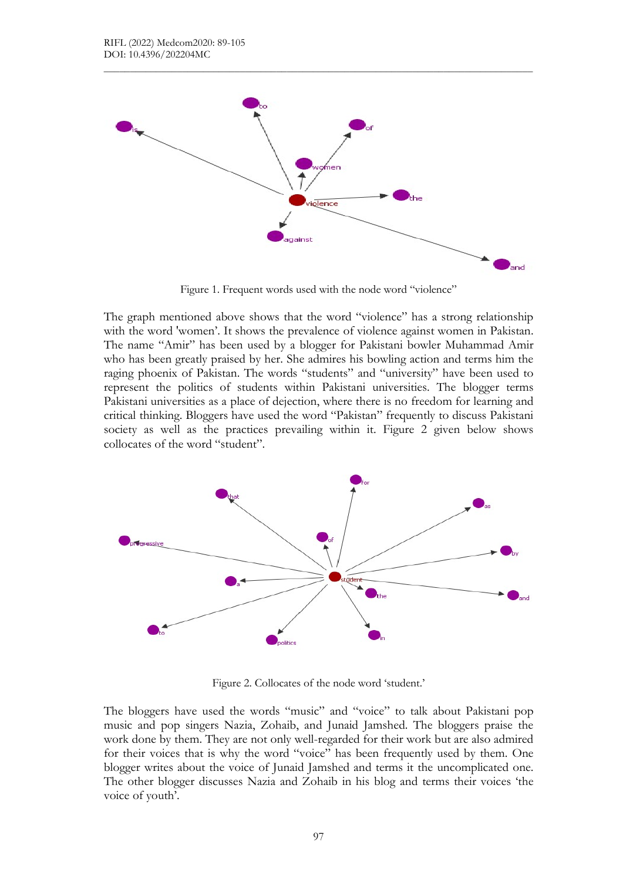Figure 1. Frequent words used with the node word "violence"

The graph mentioned above shows that the word "violence" has a strong relationship with the word 'women'. It shows the prevalence of violence against women in Pakistan. The name "Amir" has been used by a blogger for Pakistani bowler Muhammad Amir who has been greatly praised by her. She admires his bowling action and terms him the raging phoenix of Pakistan. The words "students" and "university" have been used to represent the politics of students within Pakistani universities. The blogger terms Pakistani universities as a place of dejection, where there is no freedom for learning and critical thinking. Bloggers have used the word "Pakistan" frequently to discuss Pakistani society as well as the practices prevailing within it. Figure 2 given below shows collocates of the word "student".

Figure 2. Collocates of the node word 'student.'

The bloggers have used the words "music" and "voice" to talk about Pakistani pop music and pop singers Nazia, Zohaib, and Junaid Jamshed. The bloggers praise the work done by them. They are not only well-regarded for their work but are also admired for their voices that is why the word "voice" has been frequently used by them. One blogger writes about the voice of Junaid Jamshed and terms it the uncomplicated one. The other blogger discusses Nazia and Zohaib in his blog and terms their voices 'the voice of youth'.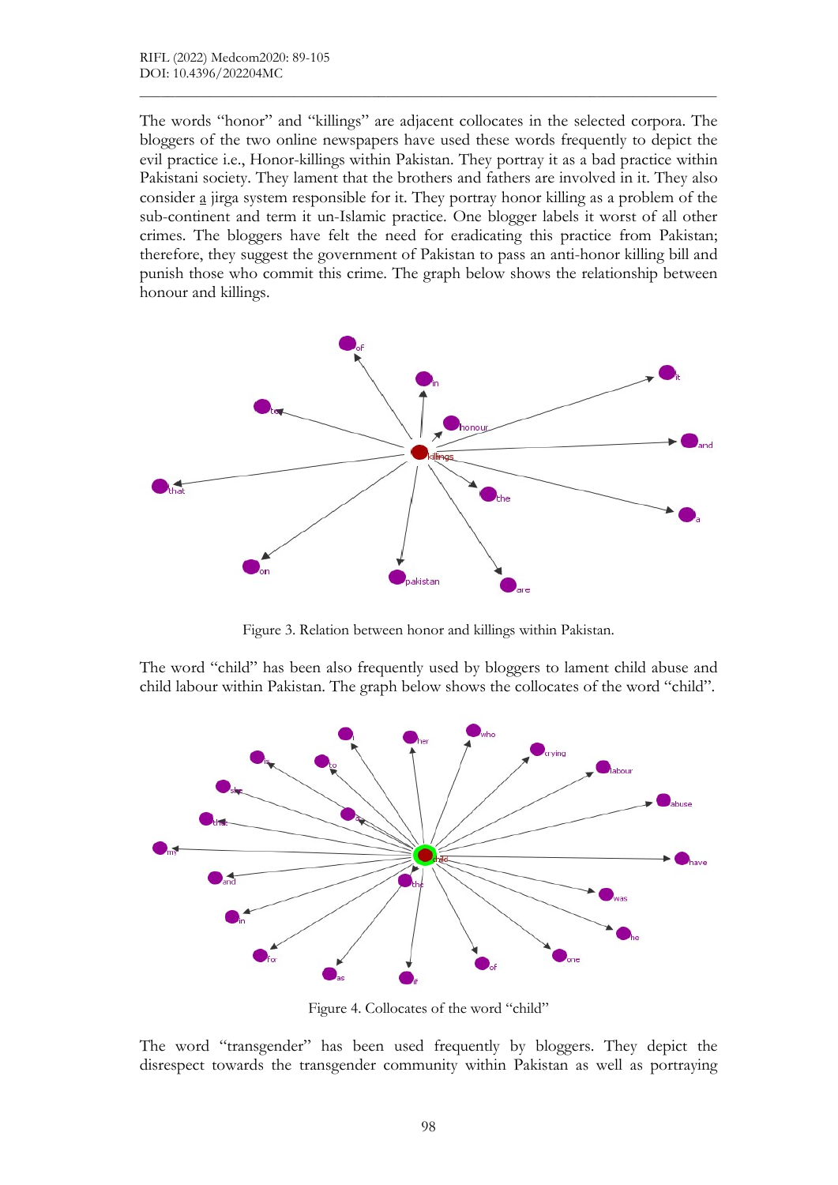The words "honor" and "killings" are adjacent collocates in the selected corpora. The bloggers of the two online newspapers have used these words frequently to depict the evil practice i.e., Honor-killings within Pakistan. They portray it as a bad practice within Pakistani society. They lament that the brothers and fathers are involved in it. They also consider a jirga system responsible for it. They portray honor killing as a problem of the sub-continent and term it un-Islamic practice. One blogger labels it worst of all other crimes. The bloggers have felt the need for eradicating this practice from Pakistan; therefore, they suggest the government of Pakistan to pass an anti-honor killing bill and punish those who commit this crime. The graph below shows the relationship between honour and killings.

Figure 3. Relation between honor and killings within Pakistan.

The word "child" has been also frequently used by bloggers to lament child abuse and child labour within Pakistan. The graph below shows the collocates of the word "child".

Figure 4. Collocates of the word "child"

The word "transgender" has been used frequently by bloggers. They depict the disrespect towards the transgender community within Pakistan as well as portraying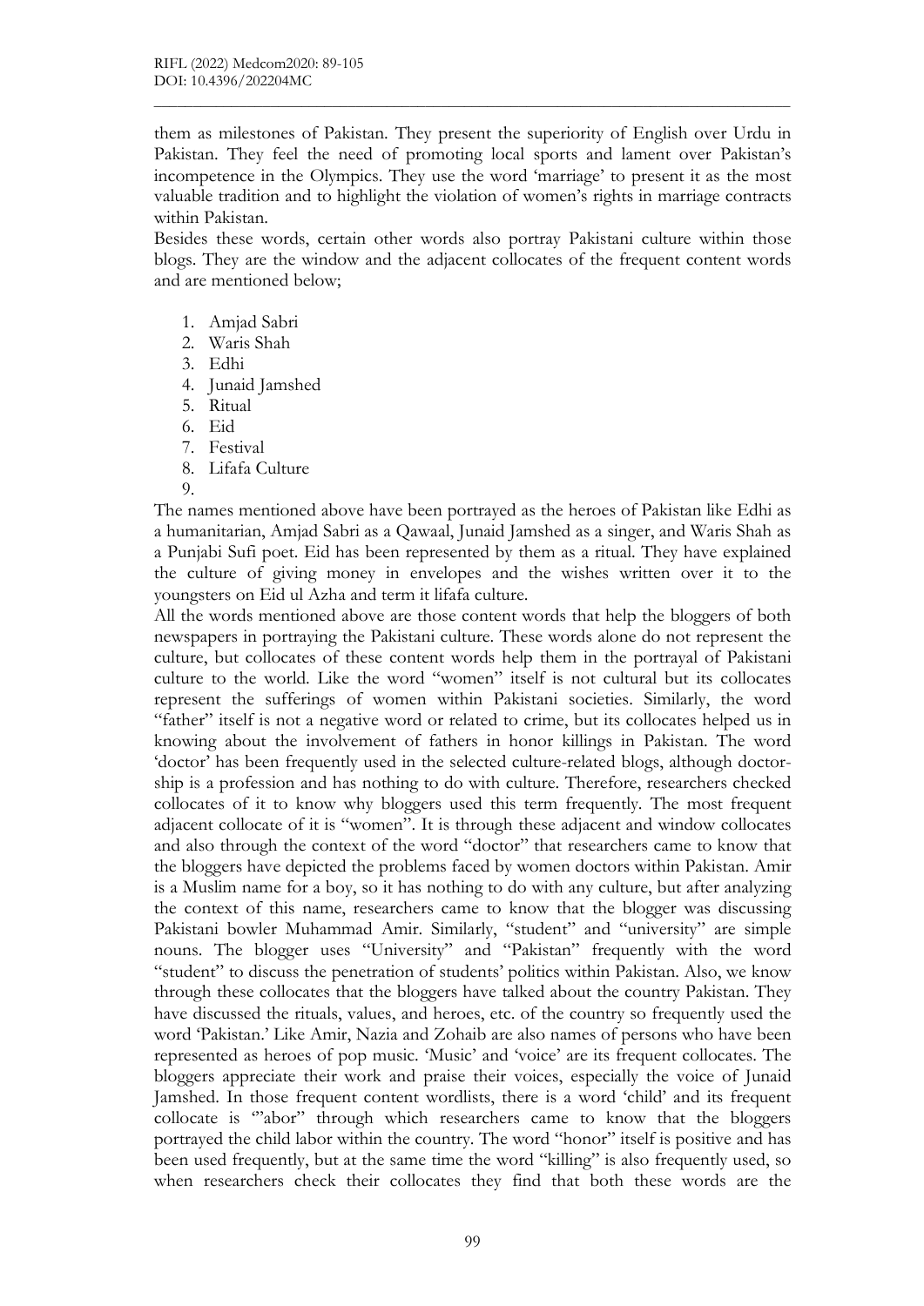them as milestones of Pakistan. They present the superiority of English over Urdu in Pakistan. They feel the need of promoting local sports and lament over Pakistan's incompetence in the Olympics. They use the word 'marriage' to present it as the most valuable tradition and to highlight the violation of women's rights in marriage contracts within Pakistan.

Besides these words, certain other words also portray Pakistani culture within those blogs. They are the window and the adjacent collocates of the frequent content words and are mentioned below;

1. Amjad Sabri
2. Waris Shah
3. Edhi
4. Junaid Jamshed
5. Ritual
6. Eid
7. Festival
8. Lifafa Culture
9. 

The names mentioned above have been portrayed as the heroes of Pakistan like Edhi as a humanitarian, Amjad Sabri as a Qawaal, Junaid Jamshed as a singer, and Waris Shah as a Punjabi Sufi poet. Eid has been represented by them as a ritual. They have explained the culture of giving money in envelopes and the wishes written over it to the youngsters on Eid ul Azha and term it lifafa culture.

All the words mentioned above are those content words that help the bloggers of both newspapers in portraying the Pakistani culture. These words alone do not represent the culture, but collocates of these content words help them in the portrayal of Pakistani culture to the world. Like the word "women" itself is not cultural but its collocates represent the sufferings of women within Pakistani societies. Similarly, the word "father" itself is not a negative word or related to crime, but its collocates helped us in knowing about the involvement of fathers in honor killings in Pakistan. The word 'doctor' has been frequently used in the selected culture-related blogs, although doctor-ship is a profession and has nothing to do with culture. Therefore, researchers checked collocates of it to know why bloggers used this term frequently. The most frequent adjacent collocate of it is "women". It is through these adjacent and window collocates and also through the context of the word "doctor" that researchers came to know that the bloggers have depicted the problems faced by women doctors within Pakistan. Amir is a Muslim name for a boy, so it has nothing to do with any culture, but after analyzing the context of this name, researchers came to know that the blogger was discussing Pakistani bowler Muhammad Amir. Similarly, "student" and "university" are simple nouns. The blogger uses "University" and "Pakistan" frequently with the word "student" to discuss the penetration of students' politics within Pakistan. Also, we know through these collocates that the bloggers have talked about the country Pakistan. They have discussed the rituals, values, and heroes, etc. of the country so frequently used the word 'Pakistan.' Like Amir, Nazia and Zohaib are also names of persons who have been represented as heroes of pop music. 'Music' and 'voice' are its frequent collocates. The bloggers appreciate their work and praise their voices, especially the voice of Junaid Jamshed. In those frequent content wordlists, there is a word 'child' and its frequent collocate is '"abor" through which researchers came to know that the bloggers portrayed the child labor within the country. The word "honor" itself is positive and has been used frequently, but at the same time the word "killing" is also frequently used, so when researchers check their collocates they find that both these words are the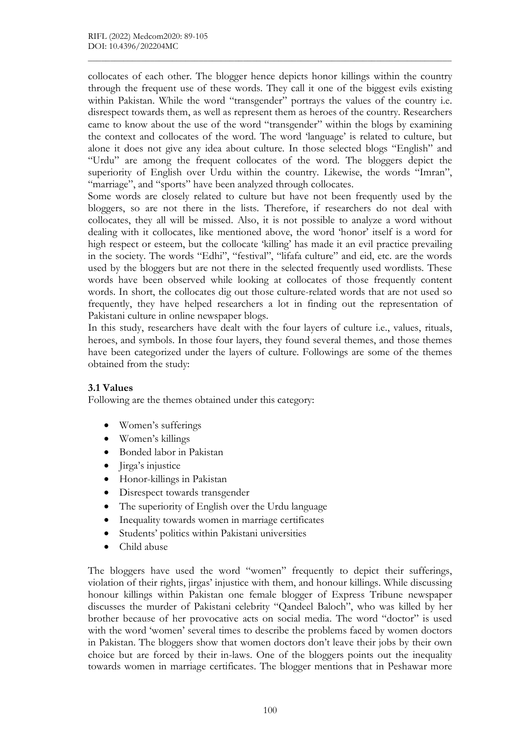collocates of each other. The blogger hence depicts honor killings within the country through the frequent use of these words. They call it one of the biggest evils existing within Pakistan. While the word "transgender" portrays the values of the country i.e. disrespect towards them, as well as represent them as heroes of the country. Researchers came to know about the use of the word "transgender" within the blogs by examining the context and collocates of the word. The word 'language' is related to culture, but alone it does not give any idea about culture. In those selected blogs "English" and "Urdu" are among the frequent collocates of the word. The bloggers depict the superiority of English over Urdu within the country. Likewise, the words "Imran", "marriage", and "sports" have been analyzed through collocates.

Some words are closely related to culture but have not been frequently used by the bloggers, so are not there in the lists. Therefore, if researchers do not deal with collocates, they all will be missed. Also, it is not possible to analyze a word without dealing with it collocates, like mentioned above, the word 'honor' itself is a word for high respect or esteem, but the collocate 'killing' has made it an evil practice prevailing in the society. The words "Edhi", "festival", "lifafa culture" and eid, etc. are the words used by the bloggers but are not there in the selected frequently used wordlists. These words have been observed while looking at collocates of those frequently content words. In short, the collocates dig out those culture-related words that are not used so frequently, they have helped researchers a lot in finding out the representation of Pakistani culture in online newspaper blogs.

In this study, researchers have dealt with the four layers of culture i.e., values, rituals, heroes, and symbols. In those four layers, they found several themes, and those themes have been categorized under the layers of culture. Followings are some of the themes obtained from the study:

### 3.1 Values

Following are the themes obtained under this category:

- Women's sufferings
- Women's killings
- Bonded labor in Pakistan
- Jirga's injustice
- Honor-killings in Pakistan
- Disrespect towards transgender
- The superiority of English over the Urdu language
- Inequality towards women in marriage certificates
- Students' politics within Pakistani universities
- Child abuse

The bloggers have used the word "women" frequently to depict their sufferings, violation of their rights, jirgas' injustice with them, and honour killings. While discussing honour killings within Pakistan one female blogger of Express Tribune newspaper discusses the murder of Pakistani celebrity "Qandeel Baloch", who was killed by her brother because of her provocative acts on social media. The word "doctor" is used with the word 'women' several times to describe the problems faced by women doctors in Pakistan. The bloggers show that women doctors don't leave their jobs by their own choice but are forced by their in-laws. One of the bloggers points out the inequality towards women in marriage certificates. The blogger mentions that in Peshawar more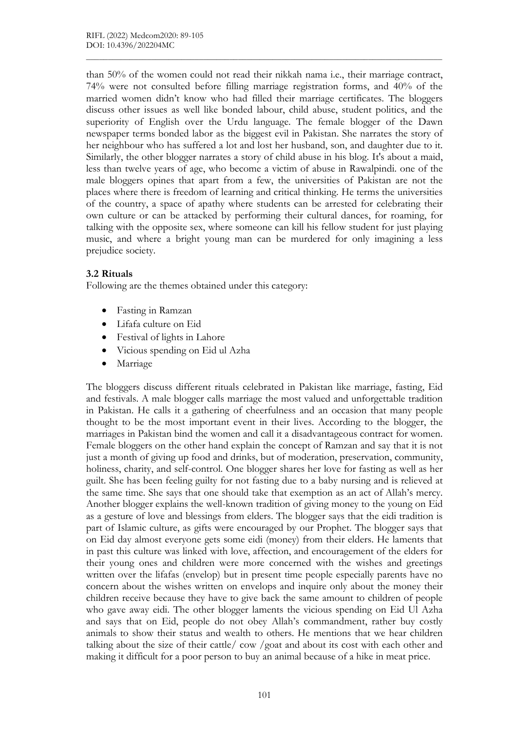than 50% of the women could not read their nikkah nama i.e., their marriage contract, 74% were not consulted before filling marriage registration forms, and 40% of the married women didn't know who had filled their marriage certificates. The bloggers discuss other issues as well like bonded labour, child abuse, student politics, and the superiority of English over the Urdu language. The female blogger of the Dawn newspaper terms bonded labor as the biggest evil in Pakistan. She narrates the story of her neighbour who has suffered a lot and lost her husband, son, and daughter due to it. Similarly, the other blogger narrates a story of child abuse in his blog. It's about a maid, less than twelve years of age, who become a victim of abuse in Rawalpindi. one of the male bloggers opines that apart from a few, the universities of Pakistan are not the places where there is freedom of learning and critical thinking. He terms the universities of the country, a space of apathy where students can be arrested for celebrating their own culture or can be attacked by performing their cultural dances, for roaming, for talking with the opposite sex, where someone can kill his fellow student for just playing music, and where a bright young man can be murdered for only imagining a less prejudice society.

### 3.2 Rituals

Following are the themes obtained under this category:

- Fasting in Ramzan
- Lifafa culture on Eid
- Festival of lights in Lahore
- Vicious spending on Eid ul Azha
- Marriage

The bloggers discuss different rituals celebrated in Pakistan like marriage, fasting, Eid and festivals. A male blogger calls marriage the most valued and unforgettable tradition in Pakistan. He calls it a gathering of cheerfulness and an occasion that many people thought to be the most important event in their lives. According to the blogger, the marriages in Pakistan bind the women and call it a disadvantageous contract for women. Female bloggers on the other hand explain the concept of Ramzan and say that it is not just a month of giving up food and drinks, but of moderation, preservation, community, holiness, charity, and self-control. One blogger shares her love for fasting as well as her guilt. She has been feeling guilty for not fasting due to a baby nursing and is relieved at the same time. She says that one should take that exemption as an act of Allah's mercy. Another blogger explains the well-known tradition of giving money to the young on Eid as a gesture of love and blessings from elders. The blogger says that the eidi tradition is part of Islamic culture, as gifts were encouraged by our Prophet. The blogger says that on Eid day almost everyone gets some eidi (money) from their elders. He laments that in past this culture was linked with love, affection, and encouragement of the elders for their young ones and children were more concerned with the wishes and greetings written over the lifafas (envelop) but in present time people especially parents have no concern about the wishes written on envelops and inquire only about the money their children receive because they have to give back the same amount to children of people who gave away eidi. The other blogger laments the vicious spending on Eid Ul Azha and says that on Eid, people do not obey Allah's commandment, rather buy costly animals to show their status and wealth to others. He mentions that we hear children talking about the size of their cattle/ cow /goat and about its cost with each other and making it difficult for a poor person to buy an animal because of a hike in meat price.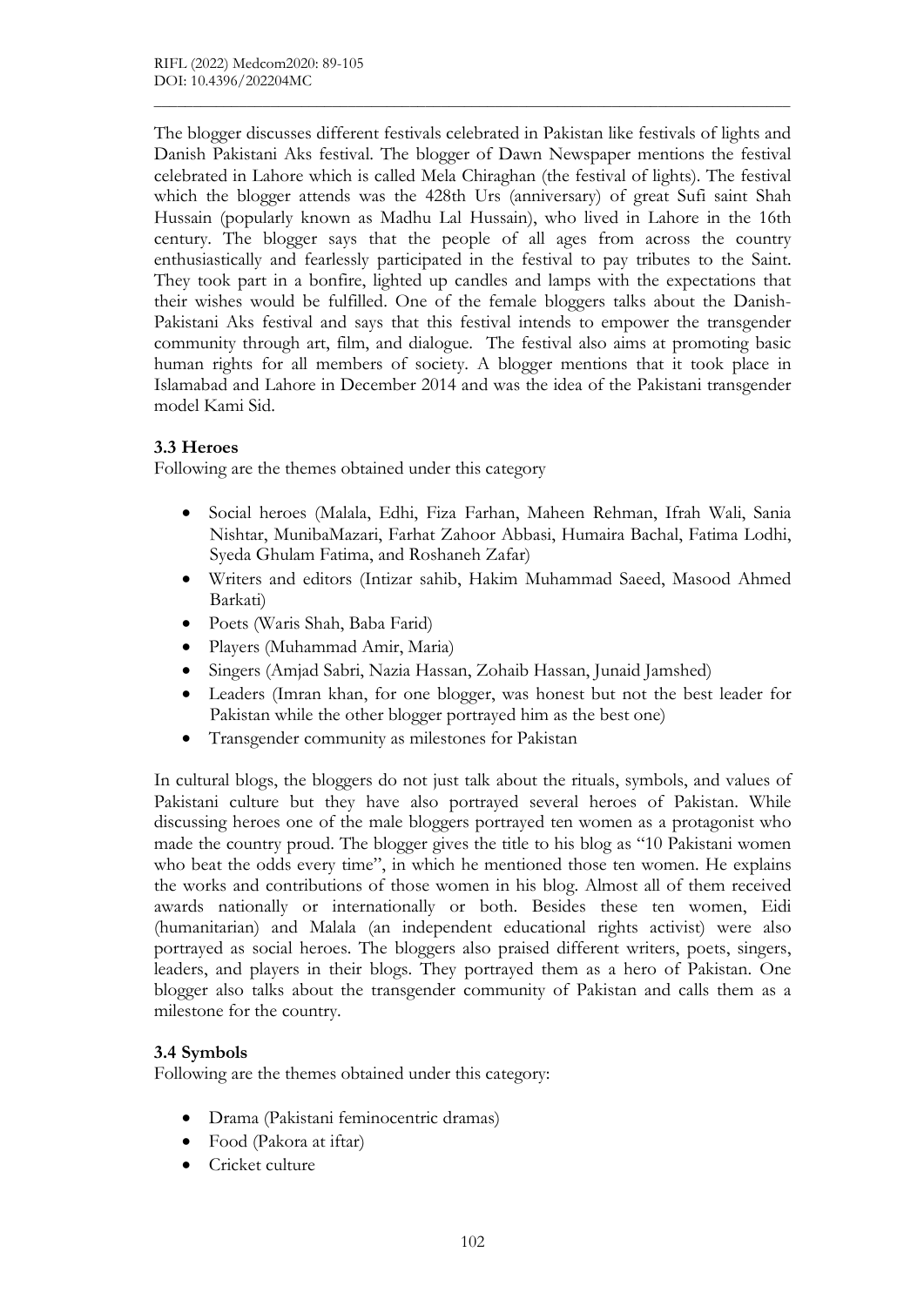The blogger discusses different festivals celebrated in Pakistan like festivals of lights and Danish Pakistani Aks festival. The blogger of Dawn Newspaper mentions the festival celebrated in Lahore which is called Mela Chiraghan (the festival of lights). The festival which the blogger attends was the 428th Urs (anniversary) of great Sufi saint Shah Hussain (popularly known as Madhu Lal Hussain), who lived in Lahore in the 16th century. The blogger says that the people of all ages from across the country enthusiastically and fearlessly participated in the festival to pay tributes to the Saint. They took part in a bonfire, lighted up candles and lamps with the expectations that their wishes would be fulfilled. One of the female bloggers talks about the Danish-Pakistani Aks festival and says that this festival intends to empower the transgender community through art, film, and dialogue. The festival also aims at promoting basic human rights for all members of society. A blogger mentions that it took place in Islamabad and Lahore in December 2014 and was the idea of the Pakistani transgender model Kami Sid.

### 3.3 Heroes

Following are the themes obtained under this category

- Social heroes (Malala, Edhi, Fiza Farhan, Maheen Rehman, Ifrah Wali, Sania Nishtar, MunibaMazari, Farhat Zahoor Abbasi, Humaira Bachal, Fatima Lodhi, Syeda Ghulam Fatima, and Roshaneh Zafar)
- Writers and editors (Intizar sahib, Hakim Muhammad Saeed, Masood Ahmed Barkati)
- Poets (Waris Shah, Baba Farid)
- Players (Muhammad Amir, Maria)
- Singers (Amjad Sabri, Nazia Hassan, Zohaib Hassan, Junaid Jamshed)
- Leaders (Imran khan, for one blogger, was honest but not the best leader for Pakistan while the other blogger portrayed him as the best one)
- Transgender community as milestones for Pakistan

In cultural blogs, the bloggers do not just talk about the rituals, symbols, and values of Pakistani culture but they have also portrayed several heroes of Pakistan. While discussing heroes one of the male bloggers portrayed ten women as a protagonist who made the country proud. The blogger gives the title to his blog as "10 Pakistani women who beat the odds every time", in which he mentioned those ten women. He explains the works and contributions of those women in his blog. Almost all of them received awards nationally or internationally or both. Besides these ten women, Eidi (humanitarian) and Malala (an independent educational rights activist) were also portrayed as social heroes. The bloggers also praised different writers, poets, singers, leaders, and players in their blogs. They portrayed them as a hero of Pakistan. One blogger also talks about the transgender community of Pakistan and calls them as a milestone for the country.

### 3.4 Symbols

Following are the themes obtained under this category:

- Drama (Pakistani feminocentric dramas)
- Food (Pakora at iftar)
- Cricket culture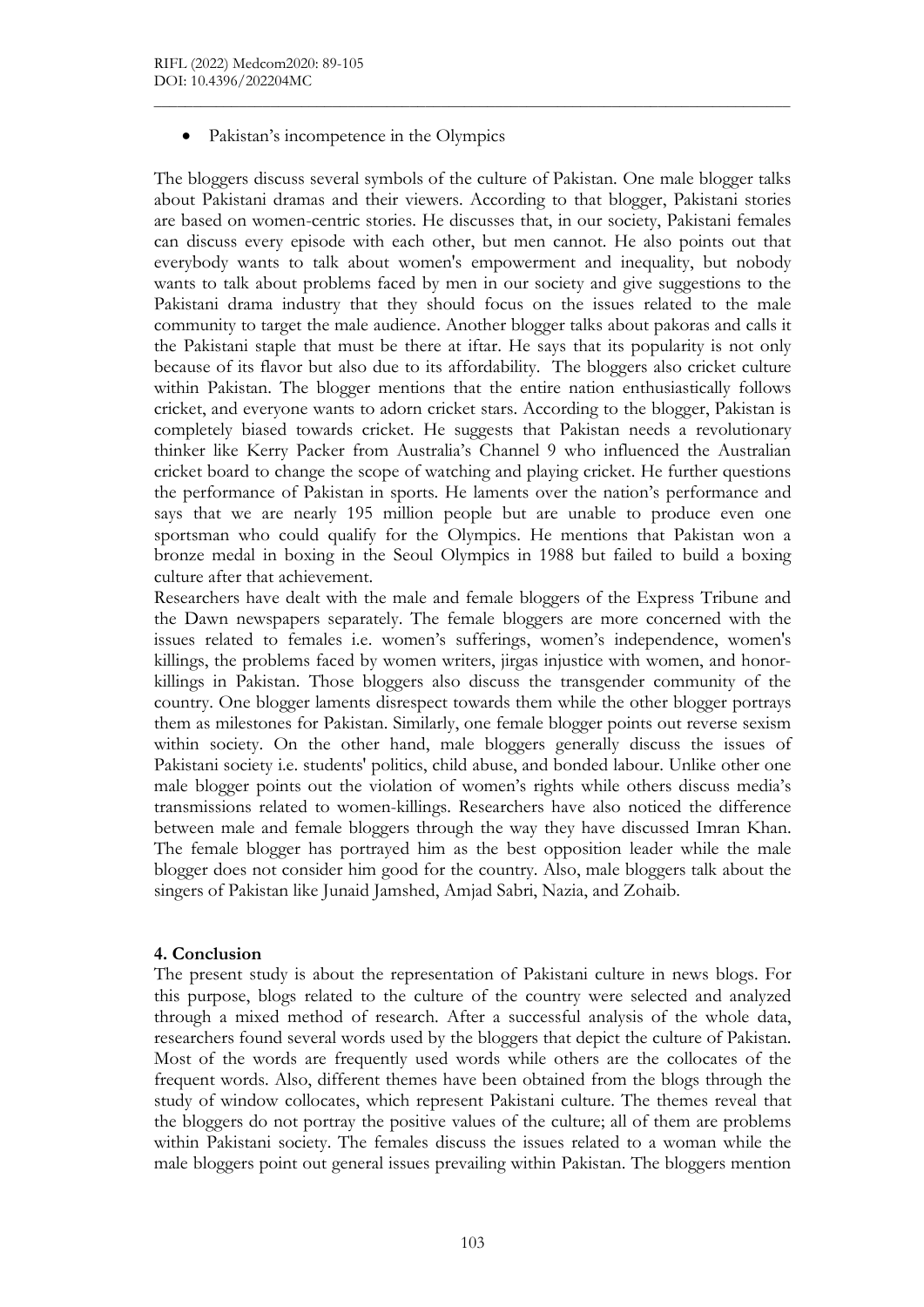- Pakistan's incompetence in the Olympics

The bloggers discuss several symbols of the culture of Pakistan. One male blogger talks about Pakistani dramas and their viewers. According to that blogger, Pakistani stories are based on women-centric stories. He discusses that, in our society, Pakistani females can discuss every episode with each other, but men cannot. He also points out that everybody wants to talk about women's empowerment and inequality, but nobody wants to talk about problems faced by men in our society and give suggestions to the Pakistani drama industry that they should focus on the issues related to the male community to target the male audience. Another blogger talks about pakoras and calls it the Pakistani staple that must be there at iftar. He says that its popularity is not only because of its flavor but also due to its affordability. The bloggers also cricket culture within Pakistan. The blogger mentions that the entire nation enthusiastically follows cricket, and everyone wants to adorn cricket stars. According to the blogger, Pakistan is completely biased towards cricket. He suggests that Pakistan needs a revolutionary thinker like Kerry Packer from Australia's Channel 9 who influenced the Australian cricket board to change the scope of watching and playing cricket. He further questions the performance of Pakistan in sports. He laments over the nation's performance and says that we are nearly 195 million people but are unable to produce even one sportsman who could qualify for the Olympics. He mentions that Pakistan won a bronze medal in boxing in the Seoul Olympics in 1988 but failed to build a boxing culture after that achievement.

Researchers have dealt with the male and female bloggers of the Express Tribune and the Dawn newspapers separately. The female bloggers are more concerned with the issues related to females i.e. women's sufferings, women's independence, women's killings, the problems faced by women writers, jirgas injustice with women, and honor-killings in Pakistan. Those bloggers also discuss the transgender community of the country. One blogger laments disrespect towards them while the other blogger portrays them as milestones for Pakistan. Similarly, one female blogger points out reverse sexism within society. On the other hand, male bloggers generally discuss the issues of Pakistani society i.e. students' politics, child abuse, and bonded labour. Unlike other one male blogger points out the violation of women's rights while others discuss media's transmissions related to women-killings. Researchers have also noticed the difference between male and female bloggers through the way they have discussed Imran Khan. The female blogger has portrayed him as the best opposition leader while the male blogger does not consider him good for the country. Also, male bloggers talk about the singers of Pakistan like Junaid Jamshed, Amjad Sabri, Nazia, and Zohaib.

## 4. Conclusion

The present study is about the representation of Pakistani culture in news blogs. For this purpose, blogs related to the culture of the country were selected and analyzed through a mixed method of research. After a successful analysis of the whole data, researchers found several words used by the bloggers that depict the culture of Pakistan. Most of the words are frequently used words while others are the collocates of the frequent words. Also, different themes have been obtained from the blogs through the study of window collocates, which represent Pakistani culture. The themes reveal that the bloggers do not portray the positive values of the culture; all of them are problems within Pakistani society. The females discuss the issues related to a woman while the male bloggers point out general issues prevailing within Pakistan. The bloggers mention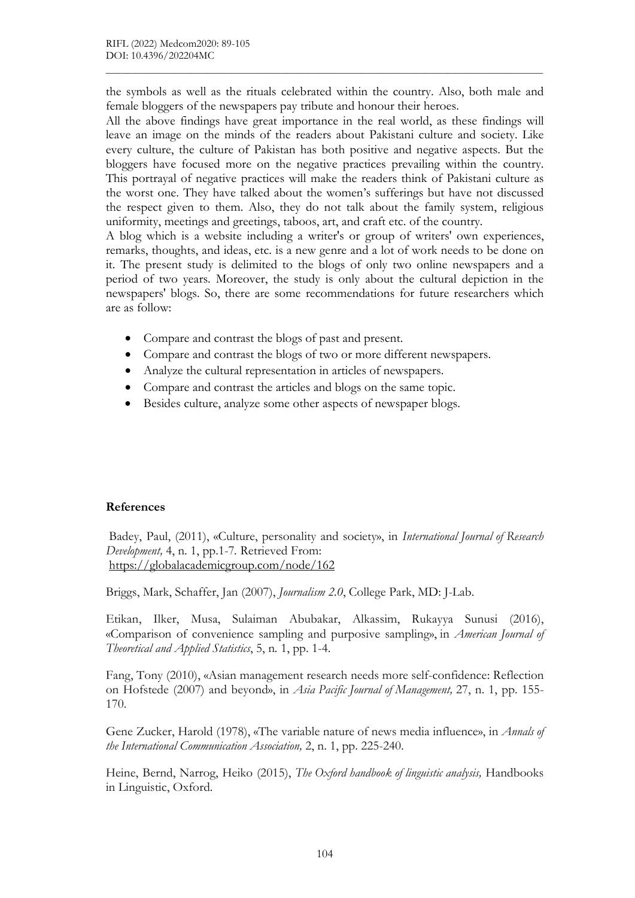the symbols as well as the rituals celebrated within the country. Also, both male and female bloggers of the newspapers pay tribute and honour their heroes.

All the above findings have great importance in the real world, as these findings will leave an image on the minds of the readers about Pakistani culture and society. Like every culture, the culture of Pakistan has both positive and negative aspects. But the bloggers have focused more on the negative practices prevailing within the country. This portrayal of negative practices will make the readers think of Pakistani culture as the worst one. They have talked about the women's sufferings but have not discussed the respect given to them. Also, they do not talk about the family system, religious uniformity, meetings and greetings, taboos, art, and craft etc. of the country.

A blog which is a website including a writer's or group of writers' own experiences, remarks, thoughts, and ideas, etc. is a new genre and a lot of work needs to be done on it. The present study is delimited to the blogs of only two online newspapers and a period of two years. Moreover, the study is only about the cultural depiction in the newspapers' blogs. So, there are some recommendations for future researchers which are as follow:

- Compare and contrast the blogs of past and present.
- Compare and contrast the blogs of two or more different newspapers.
- Analyze the cultural representation in articles of newspapers.
- Compare and contrast the articles and blogs on the same topic.
- Besides culture, analyze some other aspects of newspaper blogs.

## References

Badey, Paul, (2011), «Culture, personality and society», in *International Journal of Research Development,* 4, n. 1, pp.1-7. Retrieved From: https://globalacademicgroup.com/node/162

Briggs, Mark, Schaffer, Jan (2007), *Journalism 2.0*, College Park, MD: J-Lab.

Etikan, Ilker, Musa, Sulaiman Abubakar, Alkassim, Rukayya Sunusi (2016), «Comparison of convenience sampling and purposive sampling», in *American Journal of Theoretical and Applied Statistics*, 5, n. 1, pp. 1-4.

Fang, Tony (2010), «Asian management research needs more self-confidence: Reflection on Hofstede (2007) and beyond», in *Asia Pacific Journal of Management,* 27, n. 1, pp. 155-170.

Gene Zucker, Harold (1978), «The variable nature of news media influence», in *Annals of the International Communication Association,* 2, n. 1, pp. 225-240.

Heine, Bernd, Narrog, Heiko (2015), *The Oxford handbook of linguistic analysis,* Handbooks in Linguistic, Oxford.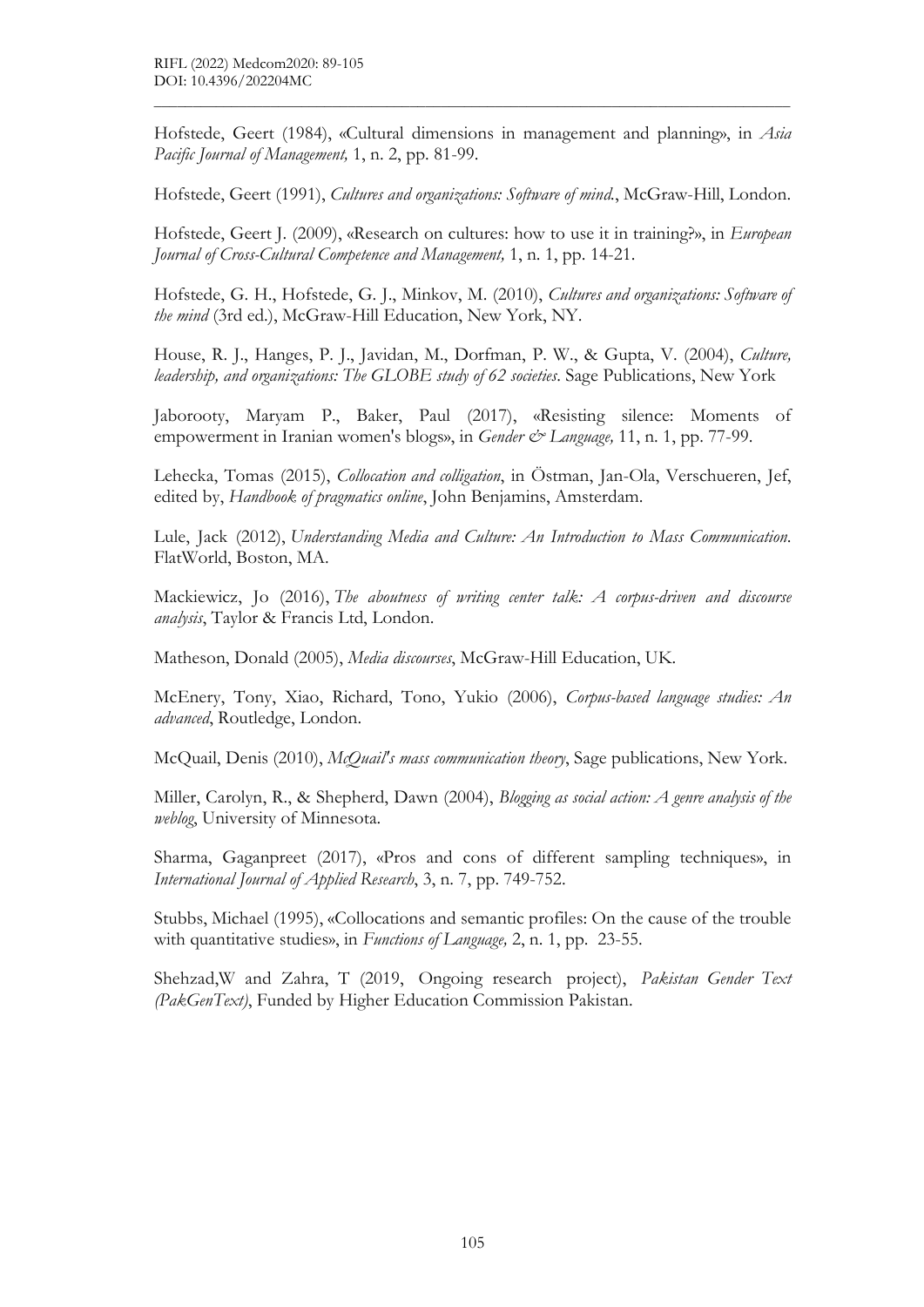Hofstede, Geert (1984), «Cultural dimensions in management and planning», in *Asia Pacific Journal of Management,* 1, n. 2, pp. 81-99.

Hofstede, Geert (1991), *Cultures and organizations: Software of mind.*, McGraw-Hill, London.

Hofstede, Geert J. (2009), «Research on cultures: how to use it in training?», in *European Journal of Cross-Cultural Competence and Management,* 1, n. 1, pp. 14-21.

Hofstede, G. H., Hofstede, G. J., Minkov, M. (2010), *Cultures and organizations: Software of the mind* (3rd ed.), McGraw-Hill Education, New York, NY.

House, R. J., Hanges, P. J., Javidan, M., Dorfman, P. W., & Gupta, V. (2004), *Culture, leadership, and organizations: The GLOBE study of 62 societies*. Sage Publications, New York

Jaborooty, Maryam P., Baker, Paul (2017), «Resisting silence: Moments of empowerment in Iranian women's blogs», in *Gender & Language,* 11, n. 1, pp. 77-99.

Lehecka, Tomas (2015), *Collocation and colligation*, in Östman, Jan-Ola, Verschueren, Jef, edited by, *Handbook of pragmatics online*, John Benjamins, Amsterdam.

Lule, Jack (2012), *Understanding Media and Culture: An Introduction to Mass Communication*. FlatWorld, Boston, MA.

Mackiewicz, Jo (2016), *The aboutness of writing center talk: A corpus-driven and discourse analysis*, Taylor & Francis Ltd, London.

Matheson, Donald (2005), *Media discourses*, McGraw-Hill Education, UK.

McEnery, Tony, Xiao, Richard, Tono, Yukio (2006), *Corpus-based language studies: An advanced*, Routledge, London.

McQuail, Denis (2010), *McQuail's mass communication theory*, Sage publications, New York.

Miller, Carolyn, R., & Shepherd, Dawn (2004), *Blogging as social action: A genre analysis of the weblog*, University of Minnesota.

Sharma, Gaganpreet (2017), «Pros and cons of different sampling techniques», in *International Journal of Applied Research*, 3, n. 7, pp. 749-752.

Stubbs, Michael (1995), «Collocations and semantic profiles: On the cause of the trouble with quantitative studies», in *Functions of Language,* 2, n. 1, pp. 23-55.

Shehzad,W and Zahra, T (2019, Ongoing research project), *Pakistan Gender Text (PakGenText)*, Funded by Higher Education Commission Pakistan.